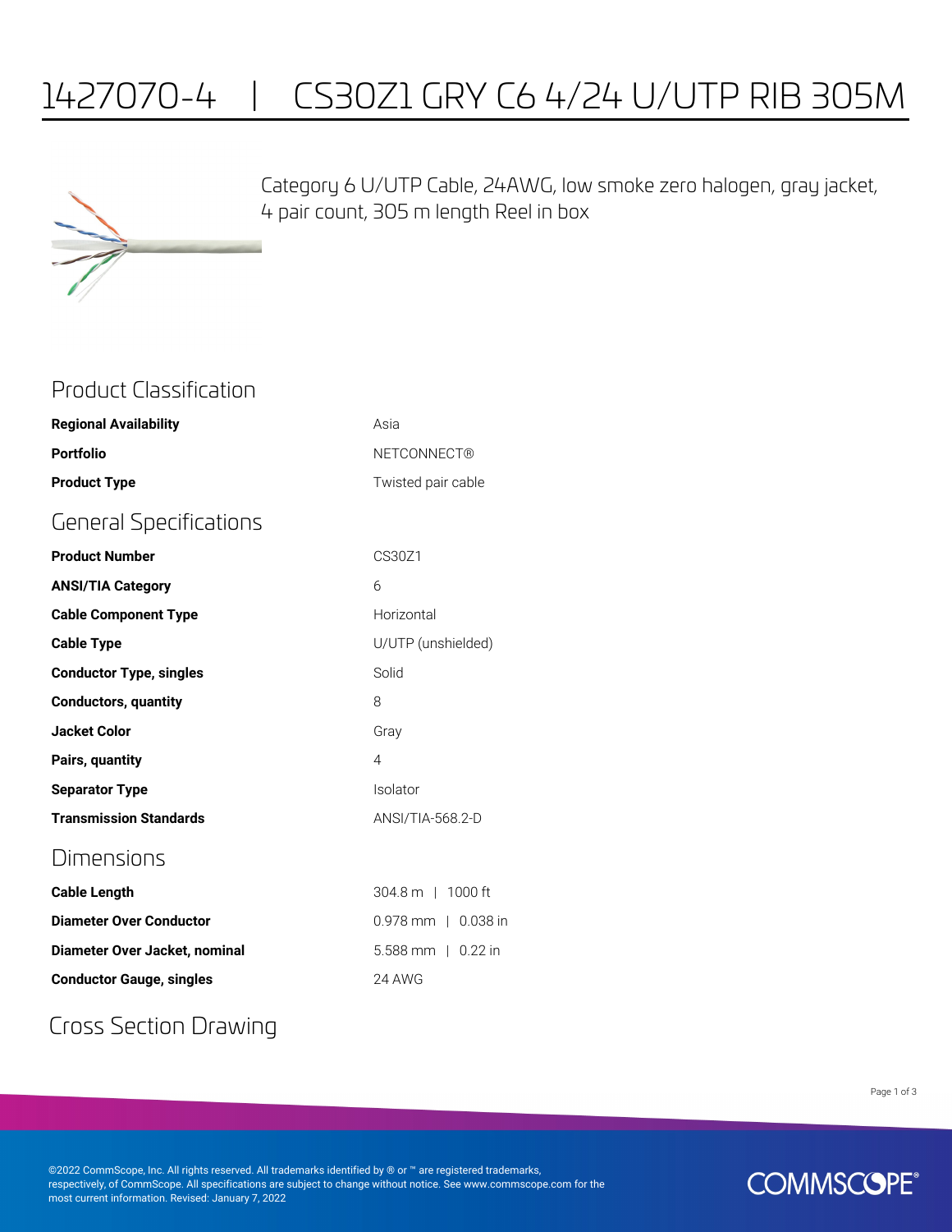# 1427070-4 | CS30Z1 GRY C6 4/24 U/UTP RIB 305M

Category 6 U/UTP Cable, 24AWG, low smoke zero halogen, gray jacket, 4 pair count, 305 m length Reel in box

## Product Classification

| | |
|---|---|
| **Regional Availability** | Asia |
| **Portfolio** | NETCONNECT® |
| **Product Type** | Twisted pair cable |

## General Specifications

| | |
|---|---|
| **Product Number** | CS30Z1 |
| **ANSI/TIA Category** | 6 |
| **Cable Component Type** | Horizontal |
| **Cable Type** | U/UTP (unshielded) |
| **Conductor Type, singles** | Solid |
| **Conductors, quantity** | 8 |
| **Jacket Color** | Gray |
| **Pairs, quantity** | 4 |
| **Separator Type** | Isolator |
| **Transmission Standards** | ANSI/TIA-568.2-D |

## Dimensions

| | |
|---|---|
| **Cable Length** | 304.8 m \| 1000 ft |
| **Diameter Over Conductor** | 0.978 mm \| 0.038 in |
| **Diameter Over Jacket, nominal** | 5.588 mm \| 0.22 in |
| **Conductor Gauge, singles** | 24 AWG |

## Cross Section Drawing

©2022 CommScope, Inc. All rights reserved. All trademarks identified by ® or ™ are registered trademarks, respectively, of CommScope. All specifications are subject to change without notice. See www.commscope.com for the most current information. Revised: January 7, 2022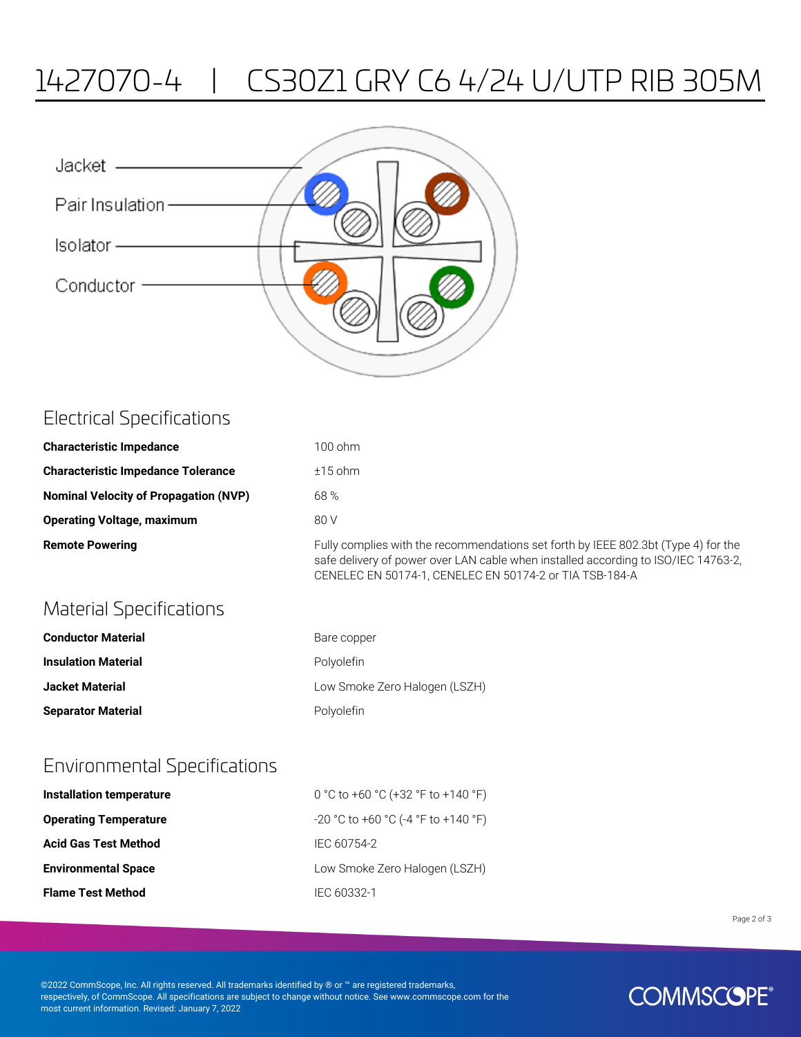# 1427070-4 | CS30Z1 GRY C6 4/24 U/UTP RIB 305M

Jacket

Pair Insulation

Isolator

Conductor

## Electrical Specifications

| | |
|---|---|
| **Characteristic Impedance** | 100 ohm |
| **Characteristic Impedance Tolerance** | ±15 ohm |
| **Nominal Velocity of Propagation (NVP)** | 68 % |
| **Operating Voltage, maximum** | 80 V |
| **Remote Powering** | Fully complies with the recommendations set forth by IEEE 802.3bt (Type 4) for the safe delivery of power over LAN cable when installed according to ISO/IEC 14763-2, CENELEC EN 50174-1, CENELEC EN 50174-2 or TIA TSB-184-A |

## Material Specifications

| | |
|---|---|
| **Conductor Material** | Bare copper |
| **Insulation Material** | Polyolefin |
| **Jacket Material** | Low Smoke Zero Halogen (LSZH) |
| **Separator Material** | Polyolefin |

## Environmental Specifications

| | |
|---|---|
| **Installation temperature** | 0 °C to +60 °C (+32 °F to +140 °F) |
| **Operating Temperature** | -20 °C to +60 °C (-4 °F to +140 °F) |
| **Acid Gas Test Method** | IEC 60754-2 |
| **Environmental Space** | Low Smoke Zero Halogen (LSZH) |
| **Flame Test Method** | IEC 60332-1 |

©2022 CommScope, Inc. All rights reserved. All trademarks identified by ® or ™ are registered trademarks, respectively, of CommScope. All specifications are subject to change without notice. See www.commscope.com for the most current information. Revised: January 7, 2022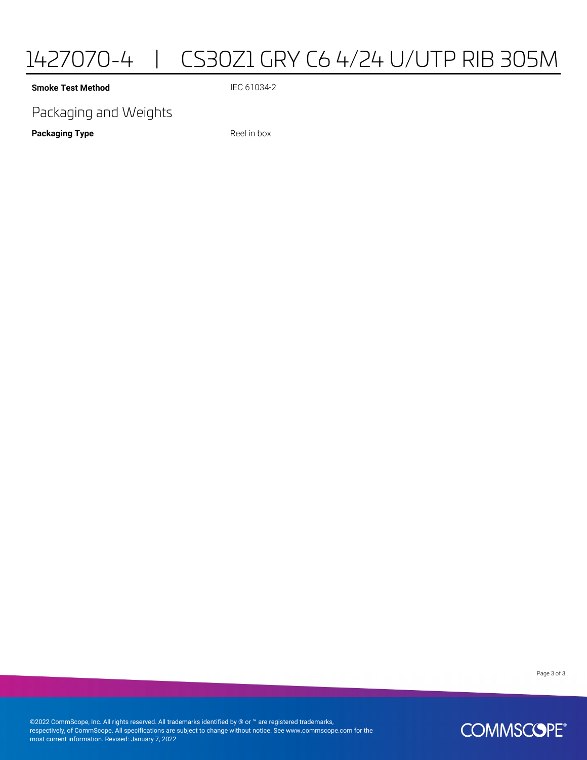| | |
|---|---|
| **Smoke Test Method** | IEC 61034-2 |

## Packaging and Weights

| | |
|---|---|
| **Packaging Type** | Reel in box |

©2022 CommScope, Inc. All rights reserved. All trademarks identified by ® or ™ are registered trademarks, respectively, of CommScope. All specifications are subject to change without notice. See www.commscope.com for the most current information. Revised: January 7, 2022